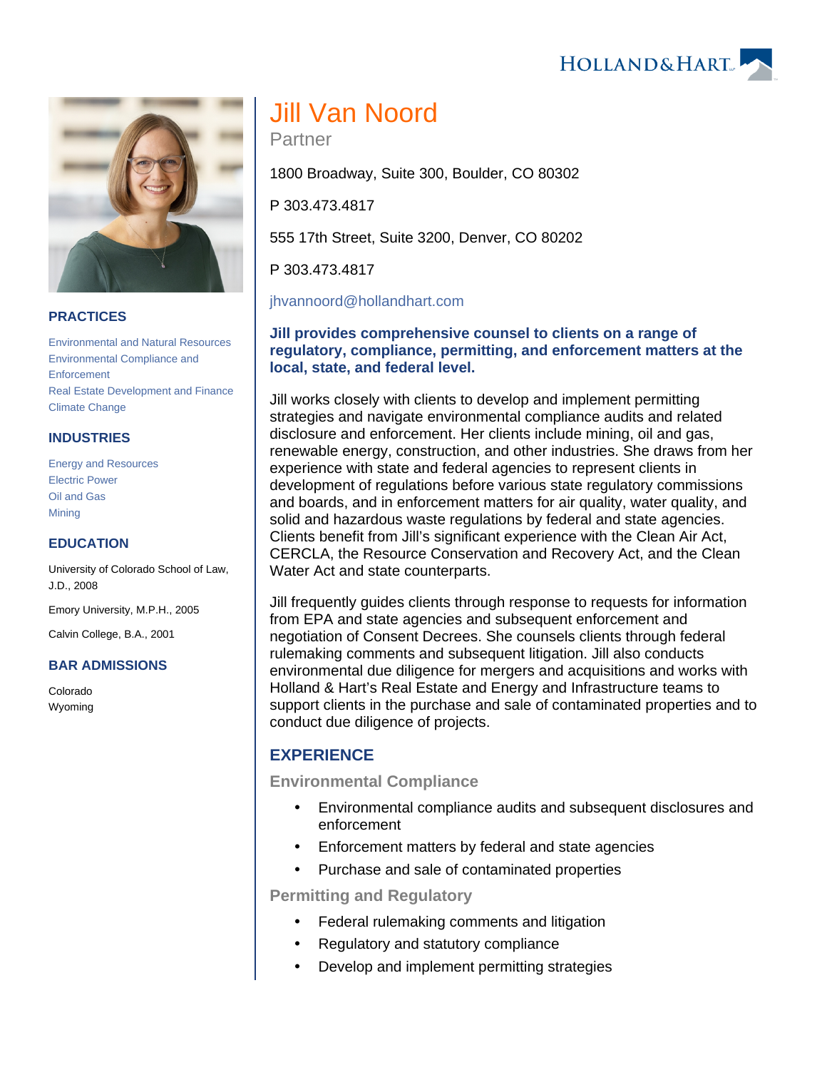# Jill Van Noord

Partner

1800 Broadway, Suite 300, Boulder, CO 80302

P 303.473.4817

555 17th Street, Suite 3200, Denver, CO 80202

P 303.473.4817

jhvannoord@hollandhart.com

**Jill provides comprehensive counsel to clients on a range of regulatory, compliance, permitting, and enforcement matters at the local, state, and federal level.**

Jill works closely with clients to develop and implement permitting strategies and navigate environmental compliance audits and related disclosure and enforcement. Her clients include mining, oil and gas, renewable energy, construction, and other industries. She draws from her experience with state and federal agencies to represent clients in development of regulations before various state regulatory commissions and boards, and in enforcement matters for air quality, water quality, and solid and hazardous waste regulations by federal and state agencies. Clients benefit from Jill's significant experience with the Clean Air Act, CERCLA, the Resource Conservation and Recovery Act, and the Clean Water Act and state counterparts.

Jill frequently guides clients through response to requests for information from EPA and state agencies and subsequent enforcement and negotiation of Consent Decrees. She counsels clients through federal rulemaking comments and subsequent litigation. Jill also conducts environmental due diligence for mergers and acquisitions and works with Holland & Hart's Real Estate and Energy and Infrastructure teams to support clients in the purchase and sale of contaminated properties and to conduct due diligence of projects.

## PRACTICES

Environmental and Natural Resources
Environmental Compliance and Enforcement
Real Estate Development and Finance
Climate Change

## INDUSTRIES

Energy and Resources
Electric Power
Oil and Gas
Mining

## EDUCATION

University of Colorado School of Law, J.D., 2008

Emory University, M.P.H., 2005

Calvin College, B.A., 2001

## BAR ADMISSIONS

Colorado
Wyoming

## EXPERIENCE

### Environmental Compliance

- Environmental compliance audits and subsequent disclosures and enforcement
- Enforcement matters by federal and state agencies
- Purchase and sale of contaminated properties

### Permitting and Regulatory

- Federal rulemaking comments and litigation
- Regulatory and statutory compliance
- Develop and implement permitting strategies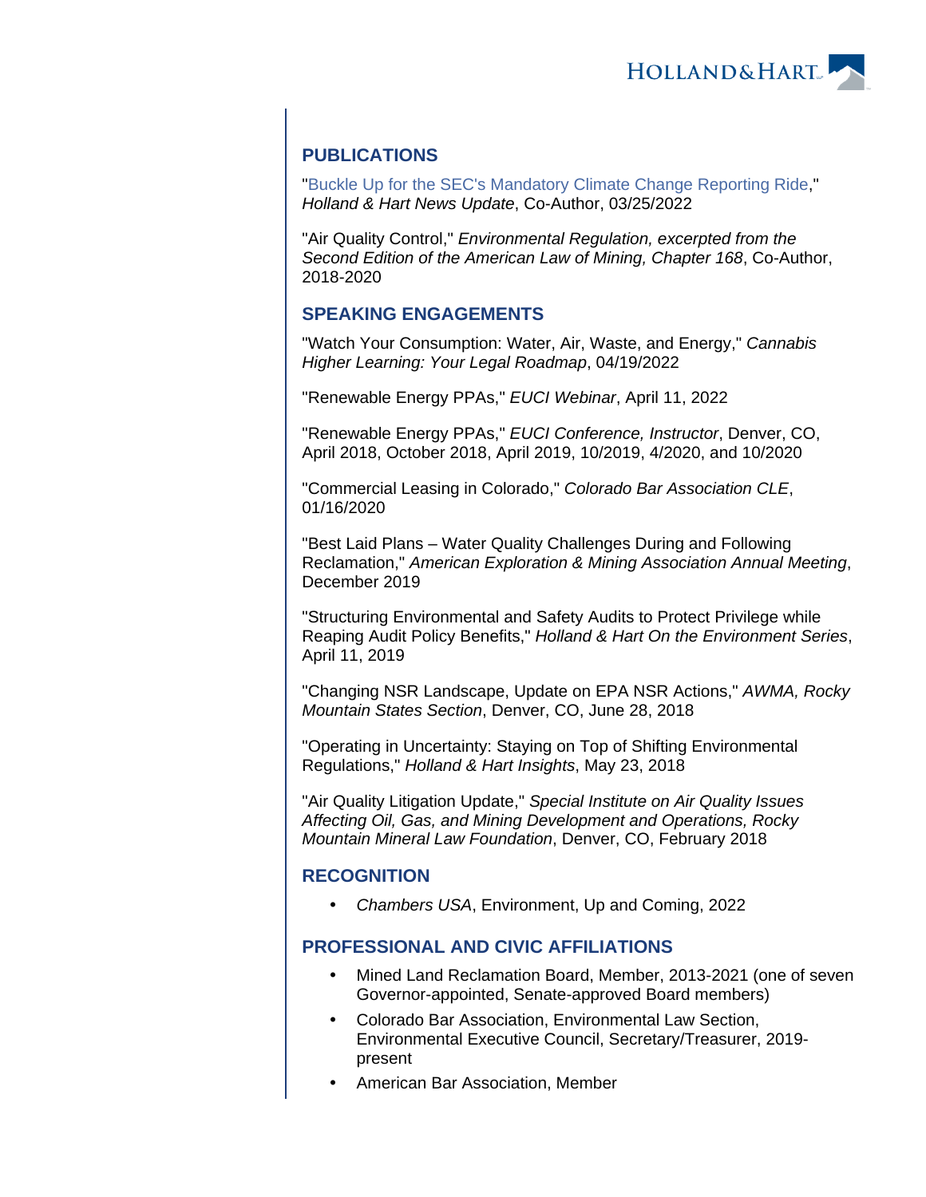## PUBLICATIONS

"Buckle Up for the SEC's Mandatory Climate Change Reporting Ride," *Holland & Hart News Update*, Co-Author, 03/25/2022

"Air Quality Control," *Environmental Regulation, excerpted from the Second Edition of the American Law of Mining, Chapter 168*, Co-Author, 2018-2020

## SPEAKING ENGAGEMENTS

"Watch Your Consumption: Water, Air, Waste, and Energy," *Cannabis Higher Learning: Your Legal Roadmap*, 04/19/2022

"Renewable Energy PPAs," *EUCI Webinar*, April 11, 2022

"Renewable Energy PPAs," *EUCI Conference, Instructor*, Denver, CO, April 2018, October 2018, April 2019, 10/2019, 4/2020, and 10/2020

"Commercial Leasing in Colorado," *Colorado Bar Association CLE*, 01/16/2020

"Best Laid Plans – Water Quality Challenges During and Following Reclamation," *American Exploration & Mining Association Annual Meeting*, December 2019

"Structuring Environmental and Safety Audits to Protect Privilege while Reaping Audit Policy Benefits," *Holland & Hart On the Environment Series*, April 11, 2019

"Changing NSR Landscape, Update on EPA NSR Actions," *AWMA, Rocky Mountain States Section*, Denver, CO, June 28, 2018

"Operating in Uncertainty: Staying on Top of Shifting Environmental Regulations," *Holland & Hart Insights*, May 23, 2018

"Air Quality Litigation Update," *Special Institute on Air Quality Issues Affecting Oil, Gas, and Mining Development and Operations, Rocky Mountain Mineral Law Foundation*, Denver, CO, February 2018

## RECOGNITION

- *Chambers USA*, Environment, Up and Coming, 2022

## PROFESSIONAL AND CIVIC AFFILIATIONS

- Mined Land Reclamation Board, Member, 2013-2021 (one of seven Governor-appointed, Senate-approved Board members)
- Colorado Bar Association, Environmental Law Section, Environmental Executive Council, Secretary/Treasurer, 2019-present
- American Bar Association, Member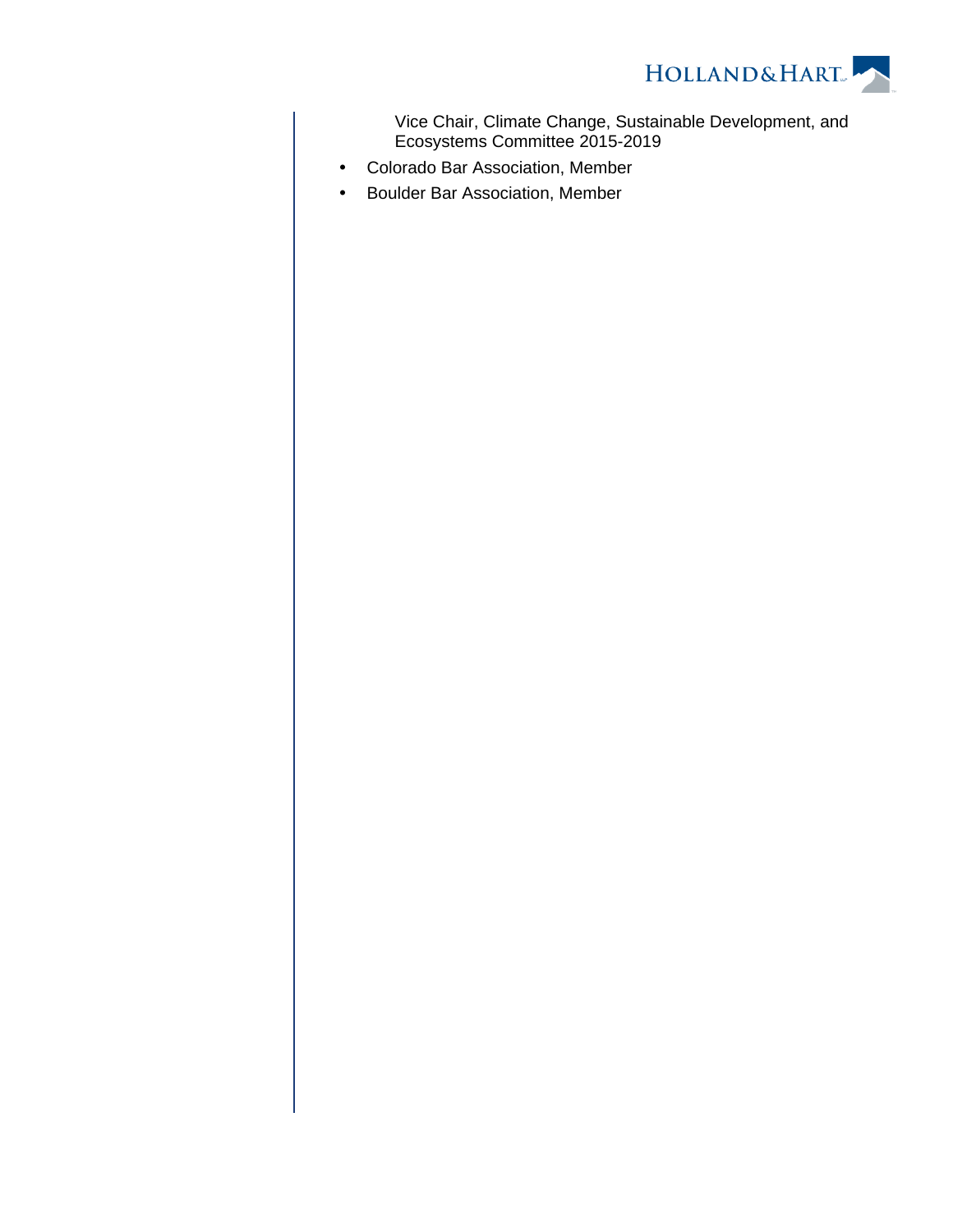Vice Chair, Climate Change, Sustainable Development, and Ecosystems Committee 2015-2019

- Colorado Bar Association, Member
- Boulder Bar Association, Member